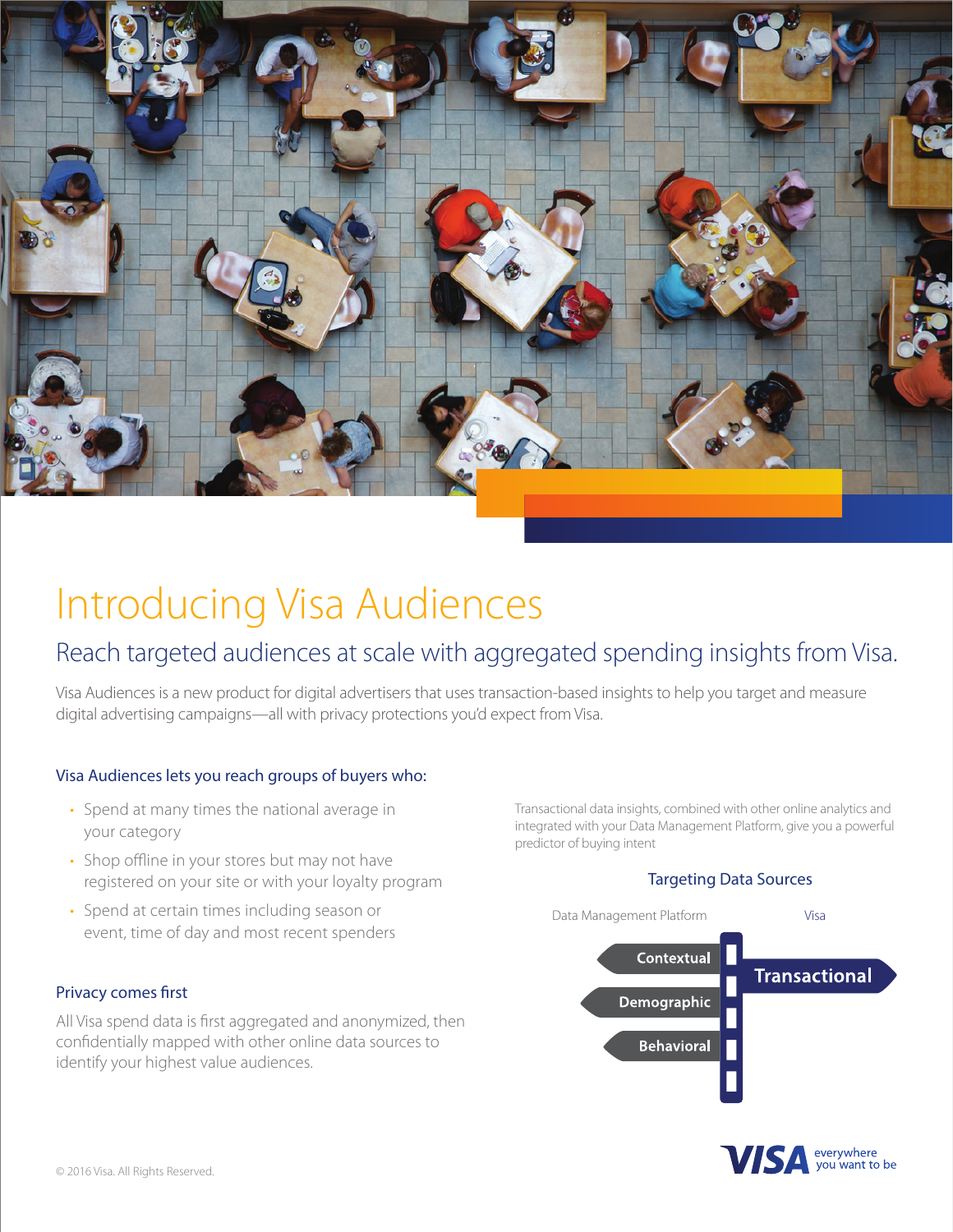# Introducing Visa Audiences

## Reach targeted audiences at scale with aggregated spending insights from Visa.

Visa Audiences is a new product for digital advertisers that uses transaction-based insights to help you target and measure digital advertising campaigns—all with privacy protections you'd expect from Visa.

### Visa Audiences lets you reach groups of buyers who:

- Spend at many times the national average in your category
- Shop offline in your stores but may not have registered on your site or with your loyalty program
- Spend at certain times including season or event, time of day and most recent spenders

### Privacy comes first

All Visa spend data is first aggregated and anonymized, then confidentially mapped with other online data sources to identify your highest value audiences.

Transactional data insights, combined with other online analytics and integrated with your Data Management Platform, give you a powerful predictor of buying intent

**Targeting Data Sources**

Data Management Platform: Contextual, Demographic, Behavioral

Visa: Transactional

© 2016 Visa. All Rights Reserved.

VISA everywhere you want to be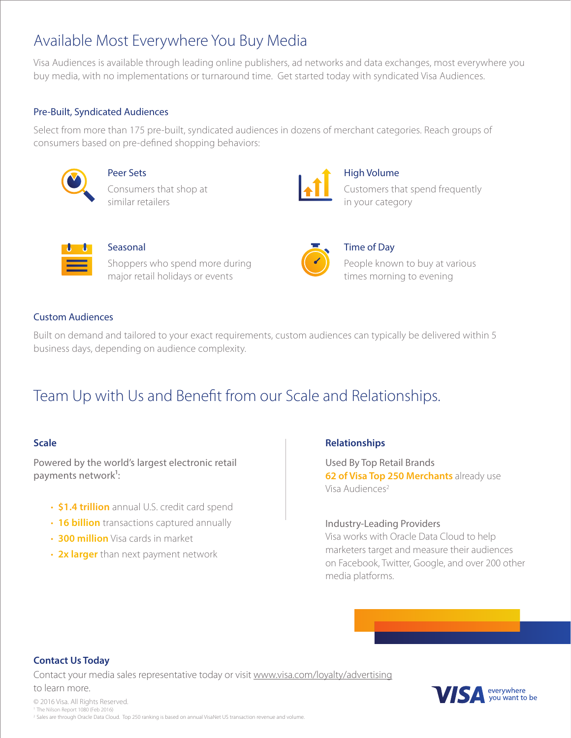# Available Most Everywhere You Buy Media

Visa Audiences is available through leading online publishers, ad networks and data exchanges, most everywhere you buy media, with no implementations or turnaround time. Get started today with syndicated Visa Audiences.

### Pre-Built, Syndicated Audiences

Select from more than 175 pre-built, syndicated audiences in dozens of merchant categories. Reach groups of consumers based on pre-defined shopping behaviors:

**Peer Sets**
Consumers that shop at similar retailers

**High Volume**
Customers that spend frequently in your category

**Seasonal**
Shoppers who spend more during major retail holidays or events

**Time of Day**
People known to buy at various times morning to evening

### Custom Audiences

Built on demand and tailored to your exact requirements, custom audiences can typically be delivered within 5 business days, depending on audience complexity.

# Team Up with Us and Benefit from our Scale and Relationships.

### Scale

Powered by the world's largest electronic retail payments network[1]:

- **$1.4 trillion** annual U.S. credit card spend
- **16 billion** transactions captured annually
- **300 million** Visa cards in market
- **2x larger** than next payment network

### Relationships

Used By Top Retail Brands
**62 of Visa Top 250 Merchants** already use Visa Audiences[2]

Industry-Leading Providers
Visa works with Oracle Data Cloud to help marketers target and measure their audiences on Facebook, Twitter, Google, and over 200 other media platforms.

### Contact Us Today

Contact your media sales representative today or visit www.visa.com/loyalty/advertising to learn more.

VISA everywhere you want to be

© 2016 Visa. All Rights Reserved.

[1] The Nilson Report 1080 (Feb 2016)

[2] Sales are through Oracle Data Cloud. Top 250 ranking is based on annual VisaNet US transaction revenue and volume.